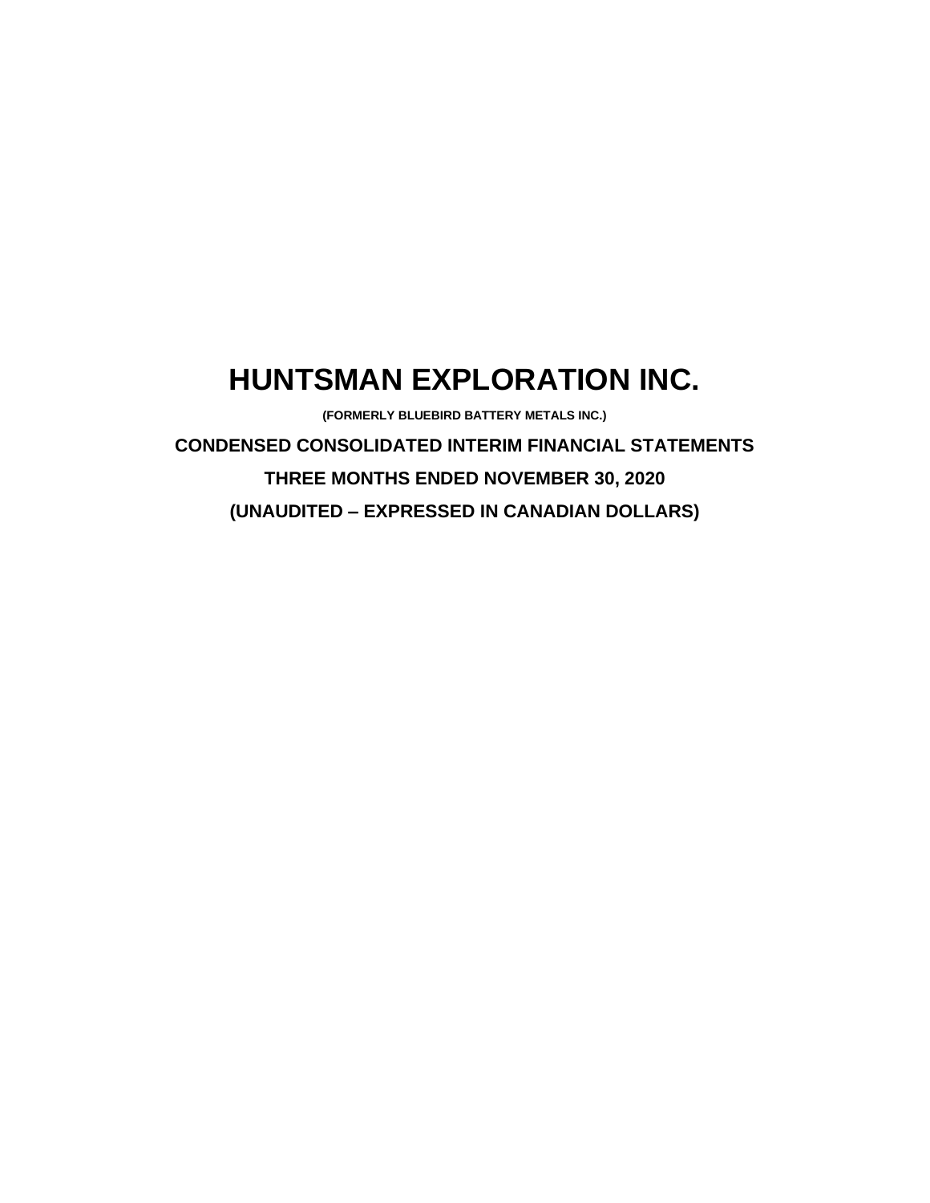# HUNTSMAN EXPLORATION INC.

**(FORMERLY BLUEBIRD BATTERY METALS INC.)**

**CONDENSED CONSOLIDATED INTERIM FINANCIAL STATEMENTS**

**THREE MONTHS ENDED NOVEMBER 30, 2020**

**(UNAUDITED – EXPRESSED IN CANADIAN DOLLARS)**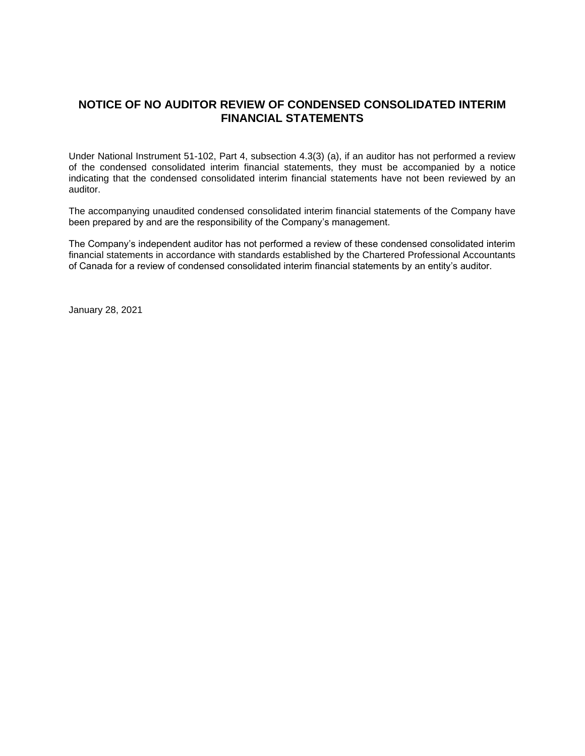# NOTICE OF NO AUDITOR REVIEW OF CONDENSED CONSOLIDATED INTERIM FINANCIAL STATEMENTS

Under National Instrument 51-102, Part 4, subsection 4.3(3) (a), if an auditor has not performed a review of the condensed consolidated interim financial statements, they must be accompanied by a notice indicating that the condensed consolidated interim financial statements have not been reviewed by an auditor.

The accompanying unaudited condensed consolidated interim financial statements of the Company have been prepared by and are the responsibility of the Company's management.

The Company's independent auditor has not performed a review of these condensed consolidated interim financial statements in accordance with standards established by the Chartered Professional Accountants of Canada for a review of condensed consolidated interim financial statements by an entity's auditor.

January 28, 2021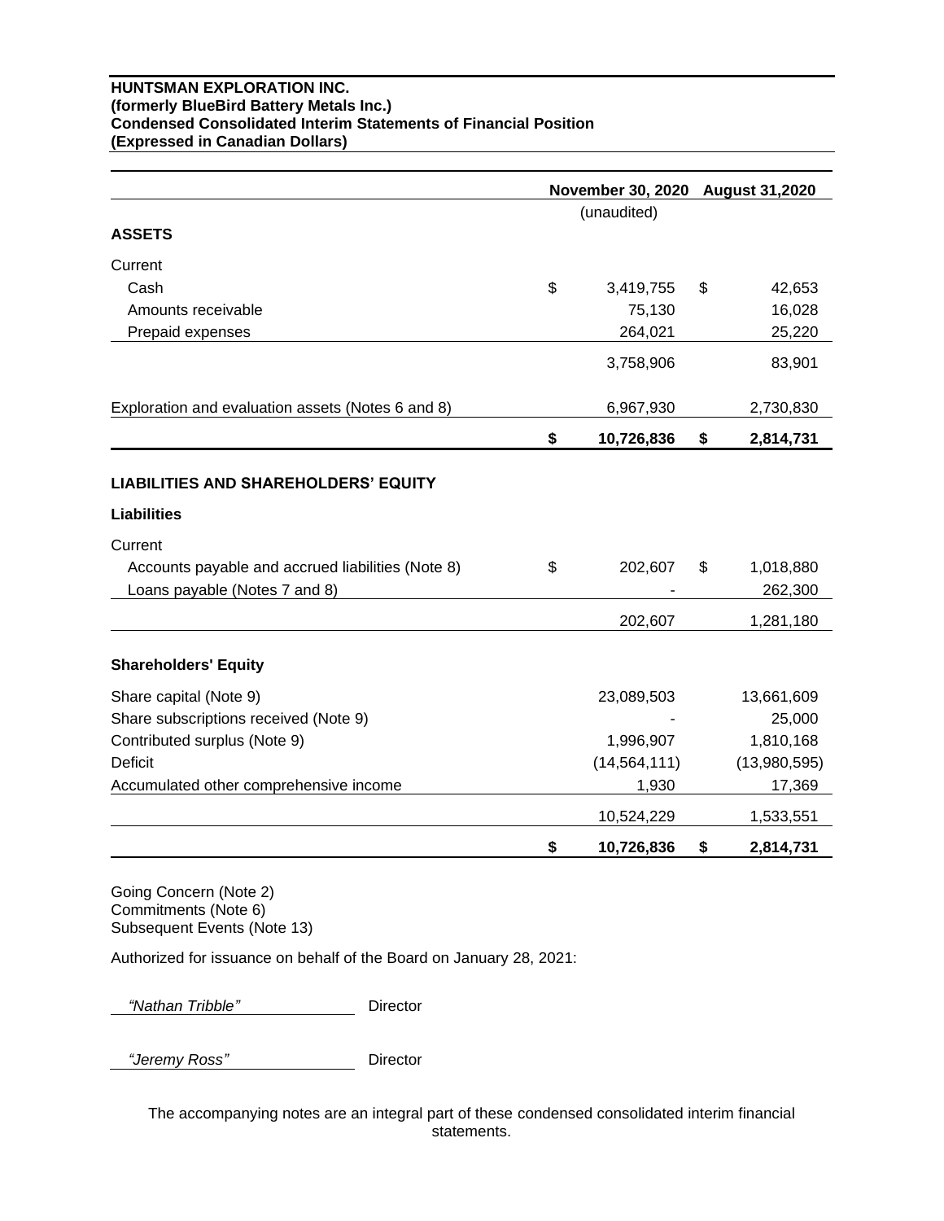**HUNTSMAN EXPLORATION INC.**
**(formerly BlueBird Battery Metals Inc.)**
**Condensed Consolidated Interim Statements of Financial Position**
**(Expressed in Canadian Dollars)**

| | November 30, 2020 | August 31,2020 |
|---|---|---|
| | (unaudited) | |
| **ASSETS** | | |
| Current | | |
| Cash | $ 3,419,755 | $ 42,653 |
| Amounts receivable | 75,130 | 16,028 |
| Prepaid expenses | 264,021 | 25,220 |
| | 3,758,906 | 83,901 |
| Exploration and evaluation assets (Notes 6 and 8) | 6,967,930 | 2,730,830 |
| | **$ 10,726,836** | **$ 2,814,731** |
| **LIABILITIES AND SHAREHOLDERS' EQUITY** | | |
| **Liabilities** | | |
| Current | | |
| Accounts payable and accrued liabilities (Note 8) | $ 202,607 | $ 1,018,880 |
| Loans payable (Notes 7 and 8) | - | 262,300 |
| | 202,607 | 1,281,180 |
| **Shareholders' Equity** | | |
| Share capital (Note 9) | 23,089,503 | 13,661,609 |
| Share subscriptions received (Note 9) | - | 25,000 |
| Contributed surplus (Note 9) | 1,996,907 | 1,810,168 |
| Deficit | (14,564,111) | (13,980,595) |
| Accumulated other comprehensive income | 1,930 | 17,369 |
| | 10,524,229 | 1,533,551 |
| | **$ 10,726,836** | **$ 2,814,731** |

Going Concern (Note 2)
Commitments (Note 6)
Subsequent Events (Note 13)

Authorized for issuance on behalf of the Board on January 28, 2021:

*"Nathan Tribble"* Director

*"Jeremy Ross"* Director

The accompanying notes are an integral part of these condensed consolidated interim financial statements.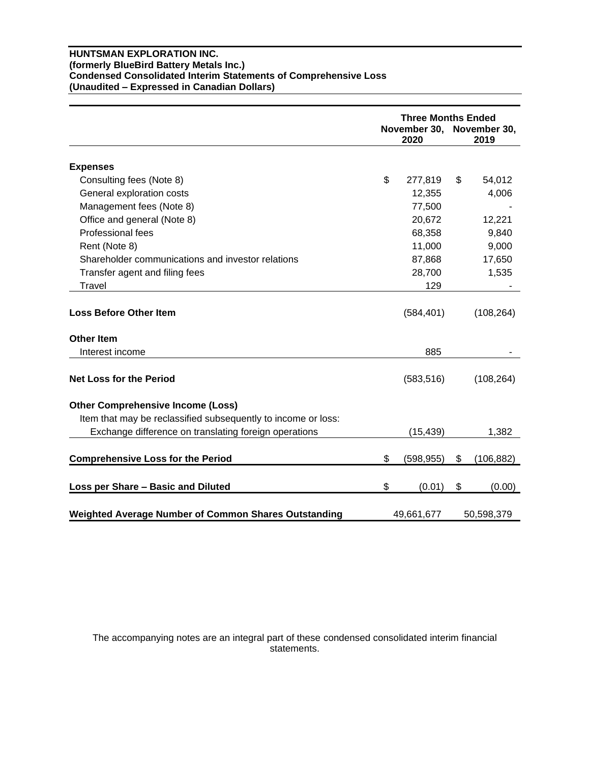**HUNTSMAN EXPLORATION INC.**
**(formerly BlueBird Battery Metals Inc.)**
**Condensed Consolidated Interim Statements of Comprehensive Loss**
**(Unaudited – Expressed in Canadian Dollars)**

| | Three Months Ended | |
|---|---|---|
| | November 30, 2020 | November 30, 2019 |
| **Expenses** | | |
| Consulting fees (Note 8) | $ 277,819 | $ 54,012 |
| General exploration costs | 12,355 | 4,006 |
| Management fees (Note 8) | 77,500 | - |
| Office and general (Note 8) | 20,672 | 12,221 |
| Professional fees | 68,358 | 9,840 |
| Rent (Note 8) | 11,000 | 9,000 |
| Shareholder communications and investor relations | 87,868 | 17,650 |
| Transfer agent and filing fees | 28,700 | 1,535 |
| Travel | 129 | - |
| **Loss Before Other Item** | (584,401) | (108,264) |
| **Other Item** | | |
| Interest income | 885 | - |
| **Net Loss for the Period** | (583,516) | (108,264) |
| **Other Comprehensive Income (Loss)** | | |
| Item that may be reclassified subsequently to income or loss: | | |
| Exchange difference on translating foreign operations | (15,439) | 1,382 |
| **Comprehensive Loss for the Period** | $ (598,955) | $ (106,882) |
| **Loss per Share – Basic and Diluted** | $ (0.01) | $ (0.00) |
| **Weighted Average Number of Common Shares Outstanding** | 49,661,677 | 50,598,379 |

The accompanying notes are an integral part of these condensed consolidated interim financial statements.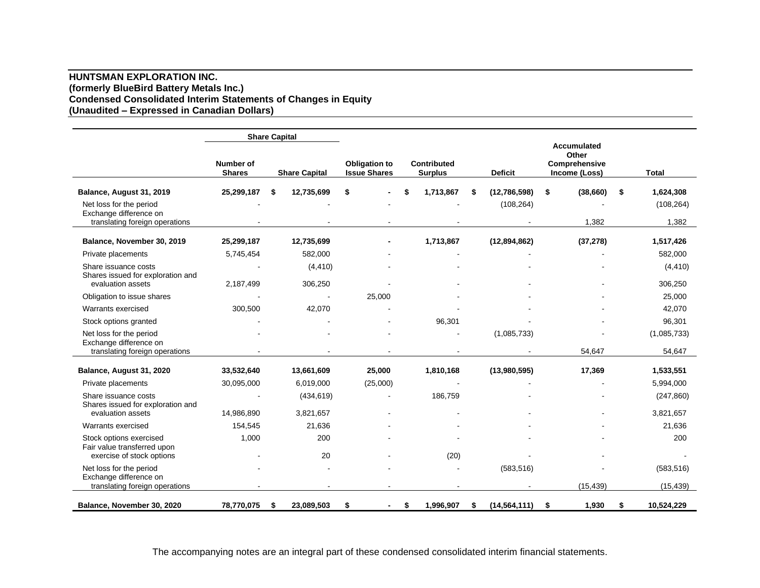**HUNTSMAN EXPLORATION INC.**
**(formerly BlueBird Battery Metals Inc.)**
**Condensed Consolidated Interim Statements of Changes in Equity**
**(Unaudited – Expressed in Canadian Dollars)**

| | Share Capital | | | | | | |
|---|---|---|---|---|---|---|---|
| | Number of Shares | Share Capital | Obligation to Issue Shares | Contributed Surplus | Deficit | Accumulated Other Comprehensive Income (Loss) | Total |
| **Balance, August 31, 2019** | **25,299,187** | **$ 12,735,699** | **$ -** | **$ 1,713,867** | **$ (12,786,598)** | **$ (38,660)** | **$ 1,624,308** |
| Net loss for the period | - | - | - | - | (108,264) | - | (108,264) |
| Exchange difference on translating foreign operations | - | - | - | - | - | 1,382 | 1,382 |
| **Balance, November 30, 2019** | **25,299,187** | **12,735,699** | **-** | **1,713,867** | **(12,894,862)** | **(37,278)** | **1,517,426** |
| Private placements | 5,745,454 | 582,000 | - | - | - | - | 582,000 |
| Share issuance costs | - | (4,410) | - | - | - | - | (4,410) |
| Shares issued for exploration and evaluation assets | 2,187,499 | 306,250 | - | - | - | - | 306,250 |
| Obligation to issue shares | - | - | 25,000 | - | - | - | 25,000 |
| Warrants exercised | 300,500 | 42,070 | - | - | - | - | 42,070 |
| Stock options granted | - | - | - | 96,301 | - | - | 96,301 |
| Net loss for the period | - | - | - | - | (1,085,733) | - | (1,085,733) |
| Exchange difference on translating foreign operations | - | - | - | - | - | 54,647 | 54,647 |
| **Balance, August 31, 2020** | **33,532,640** | **13,661,609** | **25,000** | **1,810,168** | **(13,980,595)** | **17,369** | **1,533,551** |
| Private placements | 30,095,000 | 6,019,000 | (25,000) | - | - | - | 5,994,000 |
| Share issuance costs | - | (434,619) | - | 186,759 | - | - | (247,860) |
| Shares issued for exploration and evaluation assets | 14,986,890 | 3,821,657 | - | - | - | - | 3,821,657 |
| Warrants exercised | 154,545 | 21,636 | - | - | - | - | 21,636 |
| Stock options exercised | 1,000 | 200 | - | - | - | - | 200 |
| Fair value transferred upon exercise of stock options | - | 20 | - | (20) | - | - | - |
| Net loss for the period | - | - | - | - | (583,516) | - | (583,516) |
| Exchange difference on translating foreign operations | - | - | - | - | - | (15,439) | (15,439) |
| **Balance, November 30, 2020** | **78,770,075** | **$ 23,089,503** | **$ -** | **$ 1,996,907** | **$ (14,564,111)** | **$ 1,930** | **$ 10,524,229** |

The accompanying notes are an integral part of these condensed consolidated interim financial statements.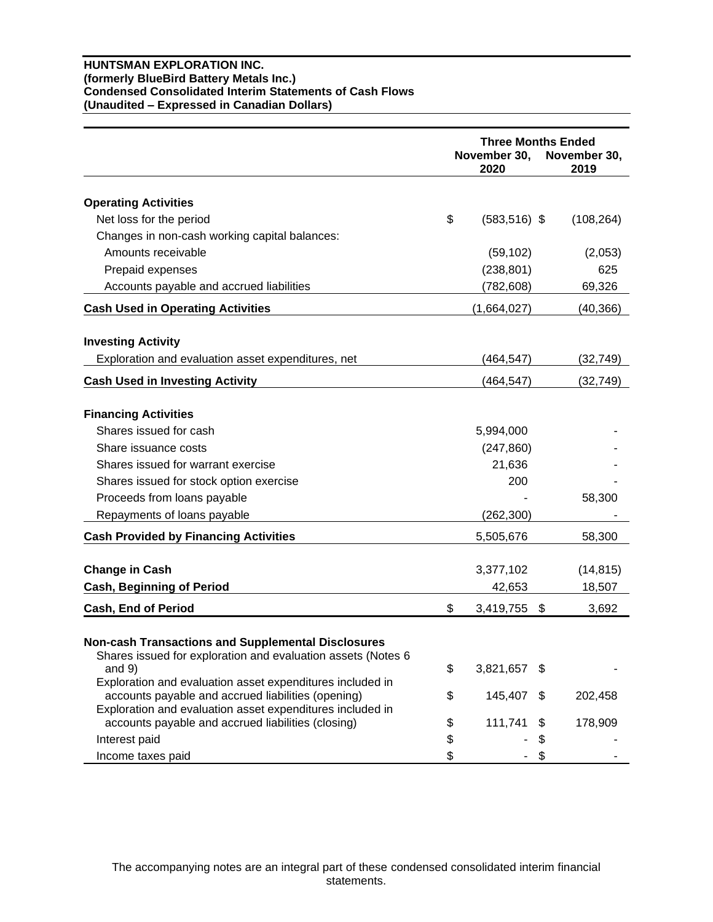**HUNTSMAN EXPLORATION INC.**
**(formerly BlueBird Battery Metals Inc.)**
**Condensed Consolidated Interim Statements of Cash Flows**
**(Unaudited – Expressed in Canadian Dollars)**

| | Three Months Ended November 30, 2020 | Three Months Ended November 30, 2019 |
|---|---|---|
| **Operating Activities** | | |
| Net loss for the period | $ (583,516) | $ (108,264) |
| Changes in non-cash working capital balances: | | |
| Amounts receivable | (59,102) | (2,053) |
| Prepaid expenses | (238,801) | 625 |
| Accounts payable and accrued liabilities | (782,608) | 69,326 |
| **Cash Used in Operating Activities** | (1,664,027) | (40,366) |
| **Investing Activity** | | |
| Exploration and evaluation asset expenditures, net | (464,547) | (32,749) |
| **Cash Used in Investing Activity** | (464,547) | (32,749) |
| **Financing Activities** | | |
| Shares issued for cash | 5,994,000 | - |
| Share issuance costs | (247,860) | - |
| Shares issued for warrant exercise | 21,636 | - |
| Shares issued for stock option exercise | 200 | - |
| Proceeds from loans payable | - | 58,300 |
| Repayments of loans payable | (262,300) | - |
| **Cash Provided by Financing Activities** | 5,505,676 | 58,300 |
| **Change in Cash** | 3,377,102 | (14,815) |
| **Cash, Beginning of Period** | 42,653 | 18,507 |
| **Cash, End of Period** | $ 3,419,755 | $ 3,692 |
| **Non-cash Transactions and Supplemental Disclosures** | | |
| Shares issued for exploration and evaluation assets (Notes 6 and 9) | $ 3,821,657 | $ - |
| Exploration and evaluation asset expenditures included in accounts payable and accrued liabilities (opening) | $ 145,407 | $ 202,458 |
| Exploration and evaluation asset expenditures included in accounts payable and accrued liabilities (closing) | $ 111,741 | $ 178,909 |
| Interest paid | $ - | $ - |
| Income taxes paid | $ - | $ - |

The accompanying notes are an integral part of these condensed consolidated interim financial statements.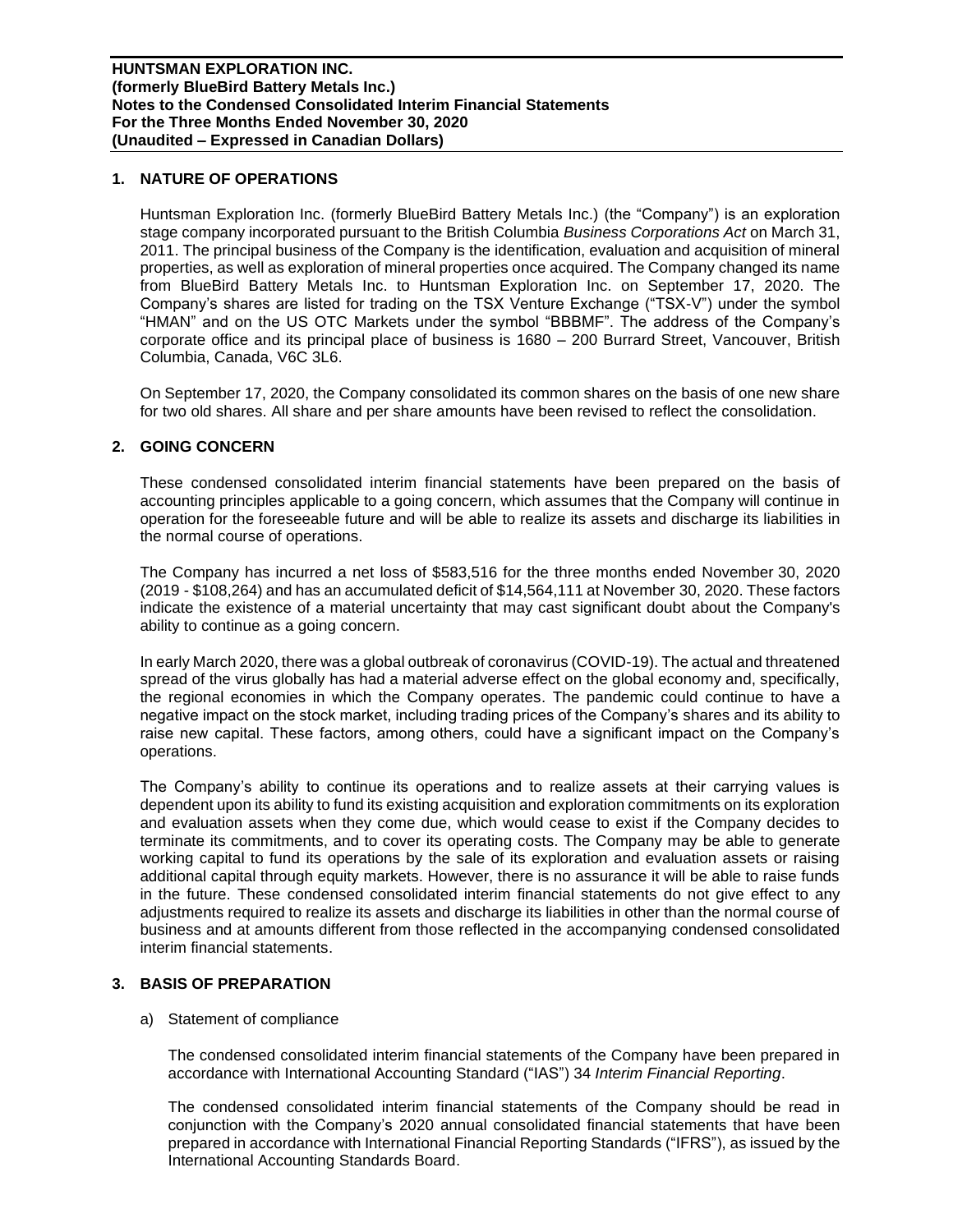## 1. NATURE OF OPERATIONS

Huntsman Exploration Inc. (formerly BlueBird Battery Metals Inc.) (the "Company") is an exploration stage company incorporated pursuant to the British Columbia *Business Corporations Act* on March 31, 2011. The principal business of the Company is the identification, evaluation and acquisition of mineral properties, as well as exploration of mineral properties once acquired. The Company changed its name from BlueBird Battery Metals Inc. to Huntsman Exploration Inc. on September 17, 2020. The Company's shares are listed for trading on the TSX Venture Exchange ("TSX-V") under the symbol "HMAN" and on the US OTC Markets under the symbol "BBBMF". The address of the Company's corporate office and its principal place of business is 1680 – 200 Burrard Street, Vancouver, British Columbia, Canada, V6C 3L6.

On September 17, 2020, the Company consolidated its common shares on the basis of one new share for two old shares. All share and per share amounts have been revised to reflect the consolidation.

## 2. GOING CONCERN

These condensed consolidated interim financial statements have been prepared on the basis of accounting principles applicable to a going concern, which assumes that the Company will continue in operation for the foreseeable future and will be able to realize its assets and discharge its liabilities in the normal course of operations.

The Company has incurred a net loss of $583,516 for the three months ended November 30, 2020 (2019 - $108,264) and has an accumulated deficit of $14,564,111 at November 30, 2020. These factors indicate the existence of a material uncertainty that may cast significant doubt about the Company's ability to continue as a going concern.

In early March 2020, there was a global outbreak of coronavirus (COVID-19). The actual and threatened spread of the virus globally has had a material adverse effect on the global economy and, specifically, the regional economies in which the Company operates. The pandemic could continue to have a negative impact on the stock market, including trading prices of the Company's shares and its ability to raise new capital. These factors, among others, could have a significant impact on the Company's operations.

The Company's ability to continue its operations and to realize assets at their carrying values is dependent upon its ability to fund its existing acquisition and exploration commitments on its exploration and evaluation assets when they come due, which would cease to exist if the Company decides to terminate its commitments, and to cover its operating costs. The Company may be able to generate working capital to fund its operations by the sale of its exploration and evaluation assets or raising additional capital through equity markets. However, there is no assurance it will be able to raise funds in the future. These condensed consolidated interim financial statements do not give effect to any adjustments required to realize its assets and discharge its liabilities in other than the normal course of business and at amounts different from those reflected in the accompanying condensed consolidated interim financial statements.

## 3. BASIS OF PREPARATION

a) Statement of compliance

The condensed consolidated interim financial statements of the Company have been prepared in accordance with International Accounting Standard ("IAS") 34 *Interim Financial Reporting*.

The condensed consolidated interim financial statements of the Company should be read in conjunction with the Company's 2020 annual consolidated financial statements that have been prepared in accordance with International Financial Reporting Standards ("IFRS"), as issued by the International Accounting Standards Board.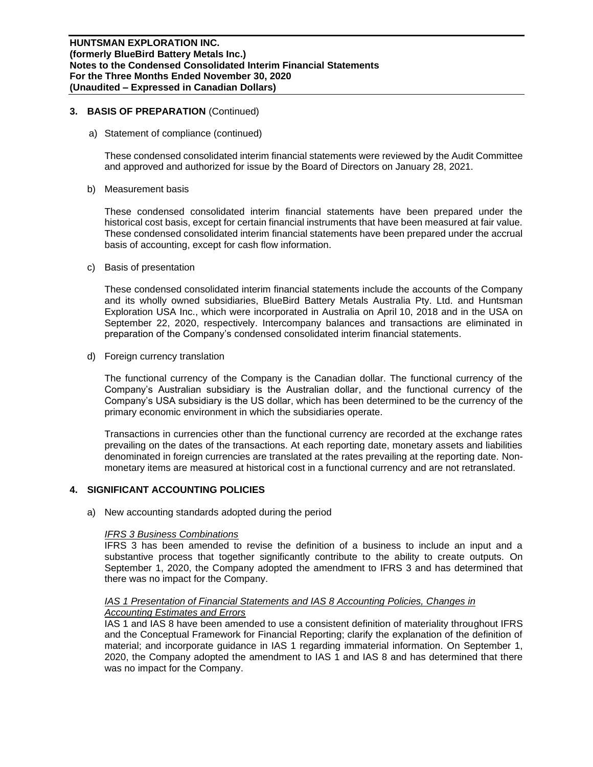## 3. BASIS OF PREPARATION (Continued)

a) Statement of compliance (continued)

These condensed consolidated interim financial statements were reviewed by the Audit Committee and approved and authorized for issue by the Board of Directors on January 28, 2021.

b) Measurement basis

These condensed consolidated interim financial statements have been prepared under the historical cost basis, except for certain financial instruments that have been measured at fair value. These condensed consolidated interim financial statements have been prepared under the accrual basis of accounting, except for cash flow information.

c) Basis of presentation

These condensed consolidated interim financial statements include the accounts of the Company and its wholly owned subsidiaries, BlueBird Battery Metals Australia Pty. Ltd. and Huntsman Exploration USA Inc., which were incorporated in Australia on April 10, 2018 and in the USA on September 22, 2020, respectively. Intercompany balances and transactions are eliminated in preparation of the Company's condensed consolidated interim financial statements.

d) Foreign currency translation

The functional currency of the Company is the Canadian dollar. The functional currency of the Company's Australian subsidiary is the Australian dollar, and the functional currency of the Company's USA subsidiary is the US dollar, which has been determined to be the currency of the primary economic environment in which the subsidiaries operate.

Transactions in currencies other than the functional currency are recorded at the exchange rates prevailing on the dates of the transactions. At each reporting date, monetary assets and liabilities denominated in foreign currencies are translated at the rates prevailing at the reporting date. Non-monetary items are measured at historical cost in a functional currency and are not retranslated.

## 4. SIGNIFICANT ACCOUNTING POLICIES

a) New accounting standards adopted during the period

*IFRS 3 Business Combinations*
IFRS 3 has been amended to revise the definition of a business to include an input and a substantive process that together significantly contribute to the ability to create outputs. On September 1, 2020, the Company adopted the amendment to IFRS 3 and has determined that there was no impact for the Company.

*IAS 1 Presentation of Financial Statements and IAS 8 Accounting Policies, Changes in Accounting Estimates and Errors*
IAS 1 and IAS 8 have been amended to use a consistent definition of materiality throughout IFRS and the Conceptual Framework for Financial Reporting; clarify the explanation of the definition of material; and incorporate guidance in IAS 1 regarding immaterial information. On September 1, 2020, the Company adopted the amendment to IAS 1 and IAS 8 and has determined that there was no impact for the Company.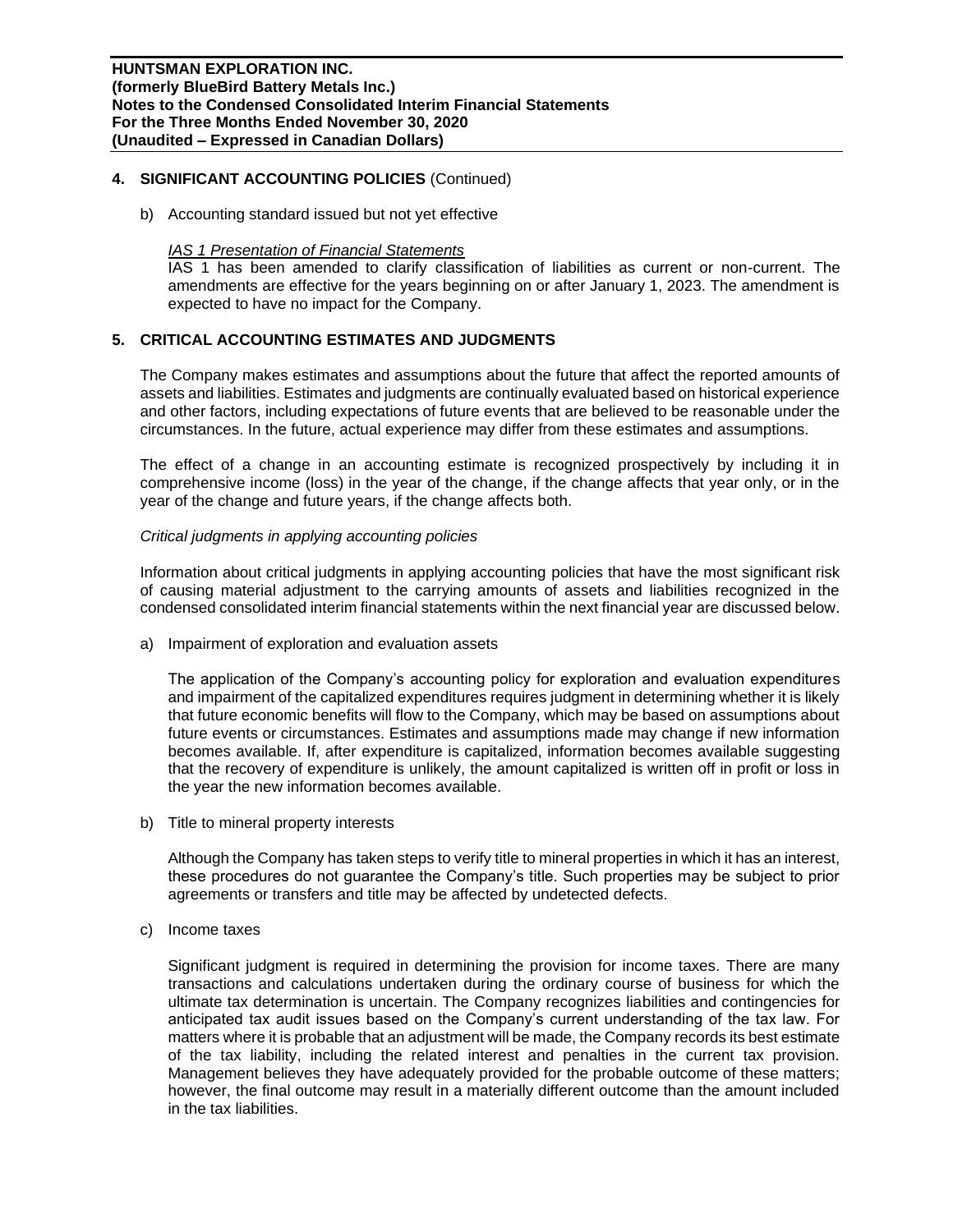## 4. SIGNIFICANT ACCOUNTING POLICIES (Continued)

b) Accounting standard issued but not yet effective

*IAS 1 Presentation of Financial Statements*

IAS 1 has been amended to clarify classification of liabilities as current or non-current. The amendments are effective for the years beginning on or after January 1, 2023. The amendment is expected to have no impact for the Company.

## 5. CRITICAL ACCOUNTING ESTIMATES AND JUDGMENTS

The Company makes estimates and assumptions about the future that affect the reported amounts of assets and liabilities. Estimates and judgments are continually evaluated based on historical experience and other factors, including expectations of future events that are believed to be reasonable under the circumstances. In the future, actual experience may differ from these estimates and assumptions.

The effect of a change in an accounting estimate is recognized prospectively by including it in comprehensive income (loss) in the year of the change, if the change affects that year only, or in the year of the change and future years, if the change affects both.

*Critical judgments in applying accounting policies*

Information about critical judgments in applying accounting policies that have the most significant risk of causing material adjustment to the carrying amounts of assets and liabilities recognized in the condensed consolidated interim financial statements within the next financial year are discussed below.

a) Impairment of exploration and evaluation assets

The application of the Company's accounting policy for exploration and evaluation expenditures and impairment of the capitalized expenditures requires judgment in determining whether it is likely that future economic benefits will flow to the Company, which may be based on assumptions about future events or circumstances. Estimates and assumptions made may change if new information becomes available. If, after expenditure is capitalized, information becomes available suggesting that the recovery of expenditure is unlikely, the amount capitalized is written off in profit or loss in the year the new information becomes available.

b) Title to mineral property interests

Although the Company has taken steps to verify title to mineral properties in which it has an interest, these procedures do not guarantee the Company's title. Such properties may be subject to prior agreements or transfers and title may be affected by undetected defects.

c) Income taxes

Significant judgment is required in determining the provision for income taxes. There are many transactions and calculations undertaken during the ordinary course of business for which the ultimate tax determination is uncertain. The Company recognizes liabilities and contingencies for anticipated tax audit issues based on the Company's current understanding of the tax law. For matters where it is probable that an adjustment will be made, the Company records its best estimate of the tax liability, including the related interest and penalties in the current tax provision. Management believes they have adequately provided for the probable outcome of these matters; however, the final outcome may result in a materially different outcome than the amount included in the tax liabilities.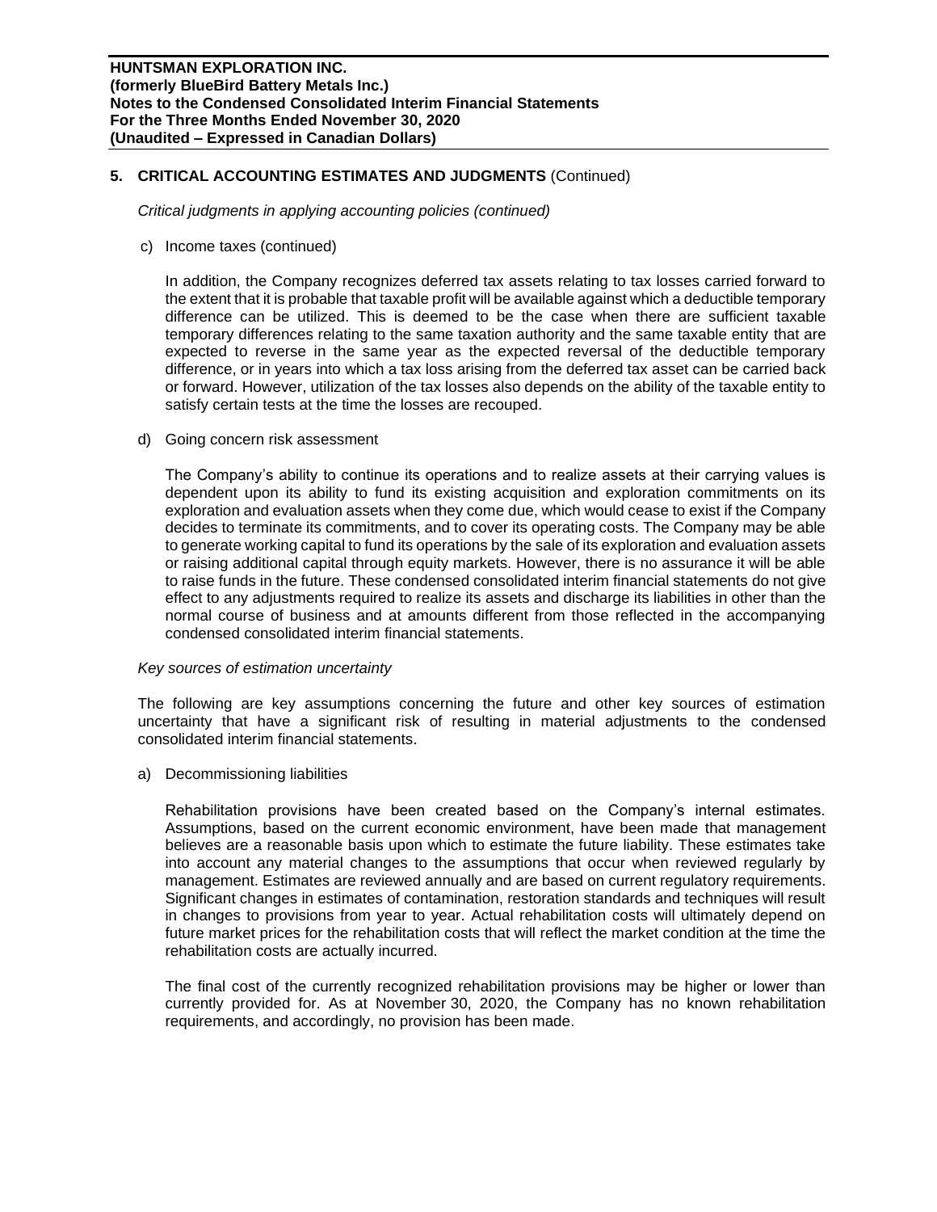## 5. CRITICAL ACCOUNTING ESTIMATES AND JUDGMENTS (Continued)

*Critical judgments in applying accounting policies (continued)*

c) Income taxes (continued)

In addition, the Company recognizes deferred tax assets relating to tax losses carried forward to the extent that it is probable that taxable profit will be available against which a deductible temporary difference can be utilized. This is deemed to be the case when there are sufficient taxable temporary differences relating to the same taxation authority and the same taxable entity that are expected to reverse in the same year as the expected reversal of the deductible temporary difference, or in years into which a tax loss arising from the deferred tax asset can be carried back or forward. However, utilization of the tax losses also depends on the ability of the taxable entity to satisfy certain tests at the time the losses are recouped.

d) Going concern risk assessment

The Company's ability to continue its operations and to realize assets at their carrying values is dependent upon its ability to fund its existing acquisition and exploration commitments on its exploration and evaluation assets when they come due, which would cease to exist if the Company decides to terminate its commitments, and to cover its operating costs. The Company may be able to generate working capital to fund its operations by the sale of its exploration and evaluation assets or raising additional capital through equity markets. However, there is no assurance it will be able to raise funds in the future. These condensed consolidated interim financial statements do not give effect to any adjustments required to realize its assets and discharge its liabilities in other than the normal course of business and at amounts different from those reflected in the accompanying condensed consolidated interim financial statements.

*Key sources of estimation uncertainty*

The following are key assumptions concerning the future and other key sources of estimation uncertainty that have a significant risk of resulting in material adjustments to the condensed consolidated interim financial statements.

a) Decommissioning liabilities

Rehabilitation provisions have been created based on the Company's internal estimates. Assumptions, based on the current economic environment, have been made that management believes are a reasonable basis upon which to estimate the future liability. These estimates take into account any material changes to the assumptions that occur when reviewed regularly by management. Estimates are reviewed annually and are based on current regulatory requirements. Significant changes in estimates of contamination, restoration standards and techniques will result in changes to provisions from year to year. Actual rehabilitation costs will ultimately depend on future market prices for the rehabilitation costs that will reflect the market condition at the time the rehabilitation costs are actually incurred.

The final cost of the currently recognized rehabilitation provisions may be higher or lower than currently provided for. As at November 30, 2020, the Company has no known rehabilitation requirements, and accordingly, no provision has been made.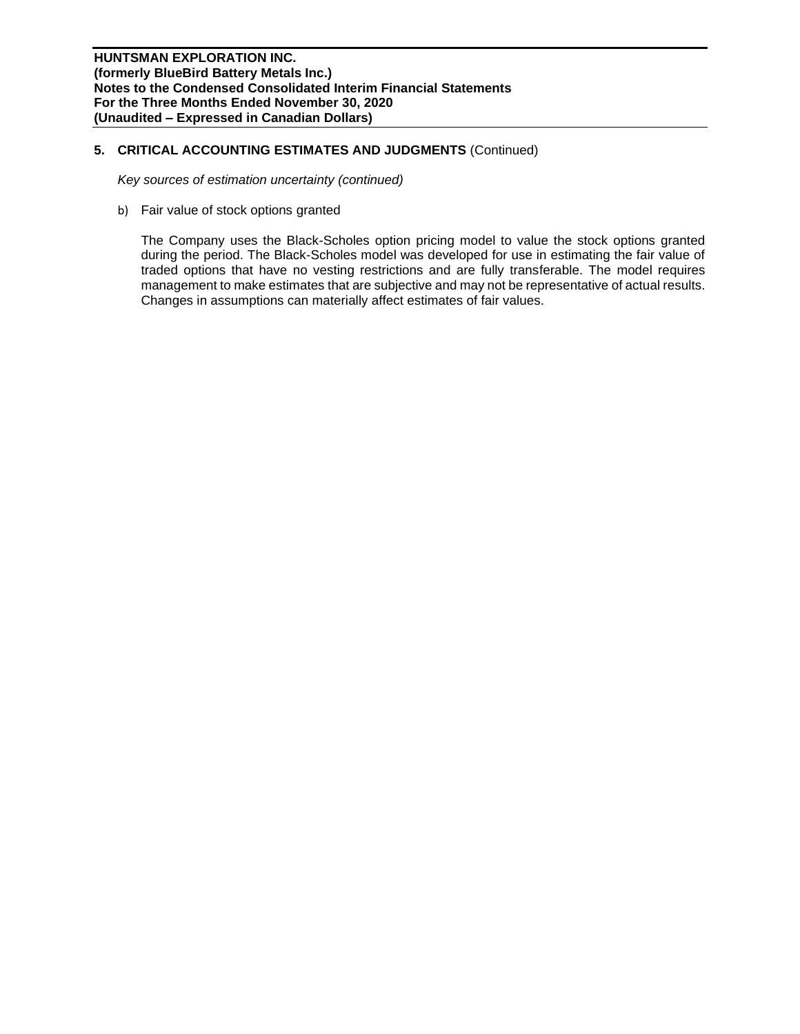## 5. CRITICAL ACCOUNTING ESTIMATES AND JUDGMENTS (Continued)

*Key sources of estimation uncertainty (continued)*

b) Fair value of stock options granted

The Company uses the Black-Scholes option pricing model to value the stock options granted during the period. The Black-Scholes model was developed for use in estimating the fair value of traded options that have no vesting restrictions and are fully transferable. The model requires management to make estimates that are subjective and may not be representative of actual results. Changes in assumptions can materially affect estimates of fair values.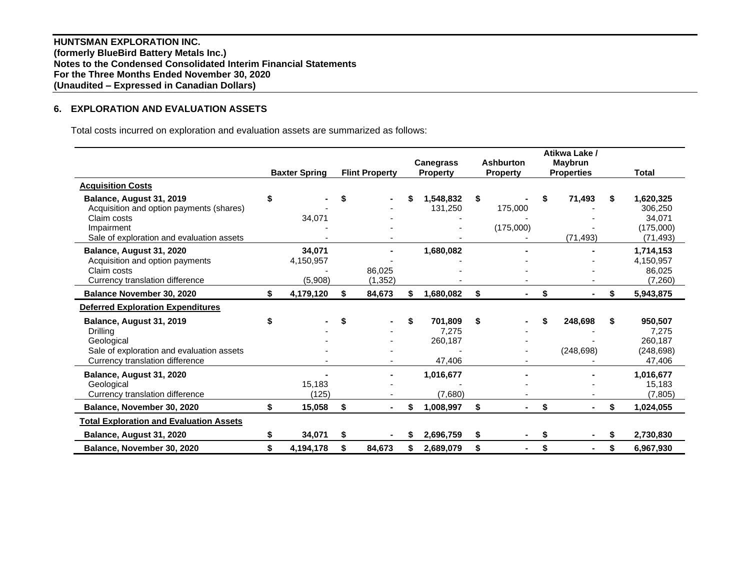**HUNTSMAN EXPLORATION INC.**
**(formerly BlueBird Battery Metals Inc.)**
**Notes to the Condensed Consolidated Interim Financial Statements**
**For the Three Months Ended November 30, 2020**
**(Unaudited – Expressed in Canadian Dollars)**

## 6. EXPLORATION AND EVALUATION ASSETS

Total costs incurred on exploration and evaluation assets are summarized as follows:

| | Baxter Spring | Flint Property | Canegrass Property | Ashburton Property | Atikwa Lake / Maybrun Properties | Total |
|---|---|---|---|---|---|---|
| **Acquisition Costs** | | | | | | |
| **Balance, August 31, 2019** | $ - | $ - | $ 1,548,832 | $ - | $ 71,493 | $ 1,620,325 |
| Acquisition and option payments (shares) | - | - | 131,250 | 175,000 | - | 306,250 |
| Claim costs | 34,071 | - | - | - | - | 34,071 |
| Impairment | - | - | - | (175,000) | - | (175,000) |
| Sale of exploration and evaluation assets | - | - | - | - | (71,493) | (71,493) |
| **Balance, August 31, 2020** | **34,071** | **-** | **1,680,082** | **-** | **-** | **1,714,153** |
| Acquisition and option payments | 4,150,957 | - | - | - | - | 4,150,957 |
| Claim costs | - | 86,025 | - | - | - | 86,025 |
| Currency translation difference | (5,908) | (1,352) | - | - | - | (7,260) |
| **Balance November 30, 2020** | **$ 4,179,120** | **$ 84,673** | **$ 1,680,082** | **$ -** | **$ -** | **$ 5,943,875** |
| **Deferred Exploration Expenditures** | | | | | | |
| **Balance, August 31, 2019** | $ - | $ - | $ 701,809 | $ - | $ 248,698 | $ 950,507 |
| Drilling | - | - | 7,275 | - | - | 7,275 |
| Geological | - | - | 260,187 | - | - | 260,187 |
| Sale of exploration and evaluation assets | - | - | - | - | (248,698) | (248,698) |
| Currency translation difference | - | - | 47,406 | - | - | 47,406 |
| **Balance, August 31, 2020** | **-** | **-** | **1,016,677** | **-** | **-** | **1,016,677** |
| Geological | 15,183 | - | - | - | - | 15,183 |
| Currency translation difference | (125) | - | (7,680) | - | - | (7,805) |
| **Balance, November 30, 2020** | **$ 15,058** | **$ -** | **$ 1,008,997** | **$ -** | **$ -** | **$ 1,024,055** |
| **Total Exploration and Evaluation Assets** | | | | | | |
| **Balance, August 31, 2020** | **$ 34,071** | **$ -** | **$ 2,696,759** | **$ -** | **$ -** | **$ 2,730,830** |
| **Balance, November 30, 2020** | **$ 4,194,178** | **$ 84,673** | **$ 2,689,079** | **$ -** | **$ -** | **$ 6,967,930** |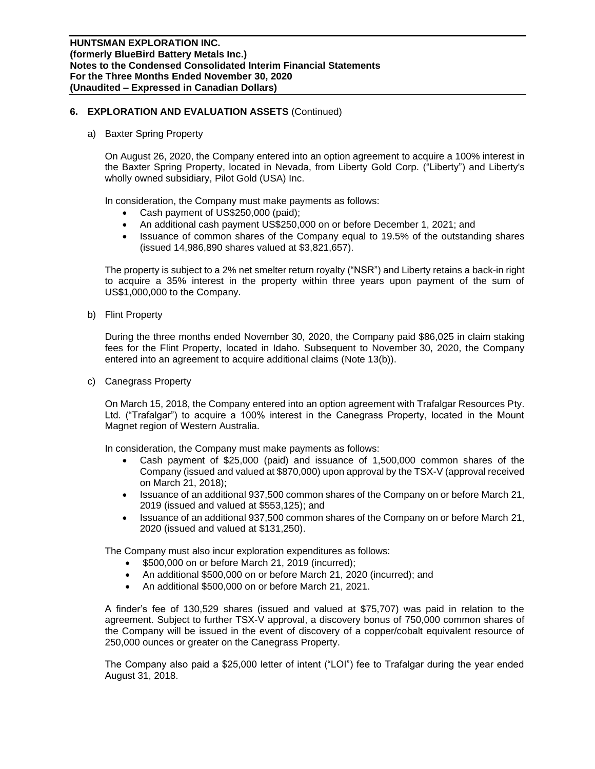## 6. EXPLORATION AND EVALUATION ASSETS (Continued)

a) Baxter Spring Property

On August 26, 2020, the Company entered into an option agreement to acquire a 100% interest in the Baxter Spring Property, located in Nevada, from Liberty Gold Corp. ("Liberty") and Liberty's wholly owned subsidiary, Pilot Gold (USA) Inc.

In consideration, the Company must make payments as follows:

- Cash payment of US$250,000 (paid);
- An additional cash payment US$250,000 on or before December 1, 2021; and
- Issuance of common shares of the Company equal to 19.5% of the outstanding shares (issued 14,986,890 shares valued at $3,821,657).

The property is subject to a 2% net smelter return royalty ("NSR") and Liberty retains a back-in right to acquire a 35% interest in the property within three years upon payment of the sum of US$1,000,000 to the Company.

b) Flint Property

During the three months ended November 30, 2020, the Company paid $86,025 in claim staking fees for the Flint Property, located in Idaho. Subsequent to November 30, 2020, the Company entered into an agreement to acquire additional claims (Note 13(b)).

c) Canegrass Property

On March 15, 2018, the Company entered into an option agreement with Trafalgar Resources Pty. Ltd. ("Trafalgar") to acquire a 100% interest in the Canegrass Property, located in the Mount Magnet region of Western Australia.

In consideration, the Company must make payments as follows:

- Cash payment of $25,000 (paid) and issuance of 1,500,000 common shares of the Company (issued and valued at $870,000) upon approval by the TSX-V (approval received on March 21, 2018);
- Issuance of an additional 937,500 common shares of the Company on or before March 21, 2019 (issued and valued at $553,125); and
- Issuance of an additional 937,500 common shares of the Company on or before March 21, 2020 (issued and valued at $131,250).

The Company must also incur exploration expenditures as follows:

- $500,000 on or before March 21, 2019 (incurred);
- An additional $500,000 on or before March 21, 2020 (incurred); and
- An additional $500,000 on or before March 21, 2021.

A finder's fee of 130,529 shares (issued and valued at $75,707) was paid in relation to the agreement. Subject to further TSX-V approval, a discovery bonus of 750,000 common shares of the Company will be issued in the event of discovery of a copper/cobalt equivalent resource of 250,000 ounces or greater on the Canegrass Property.

The Company also paid a $25,000 letter of intent ("LOI") fee to Trafalgar during the year ended August 31, 2018.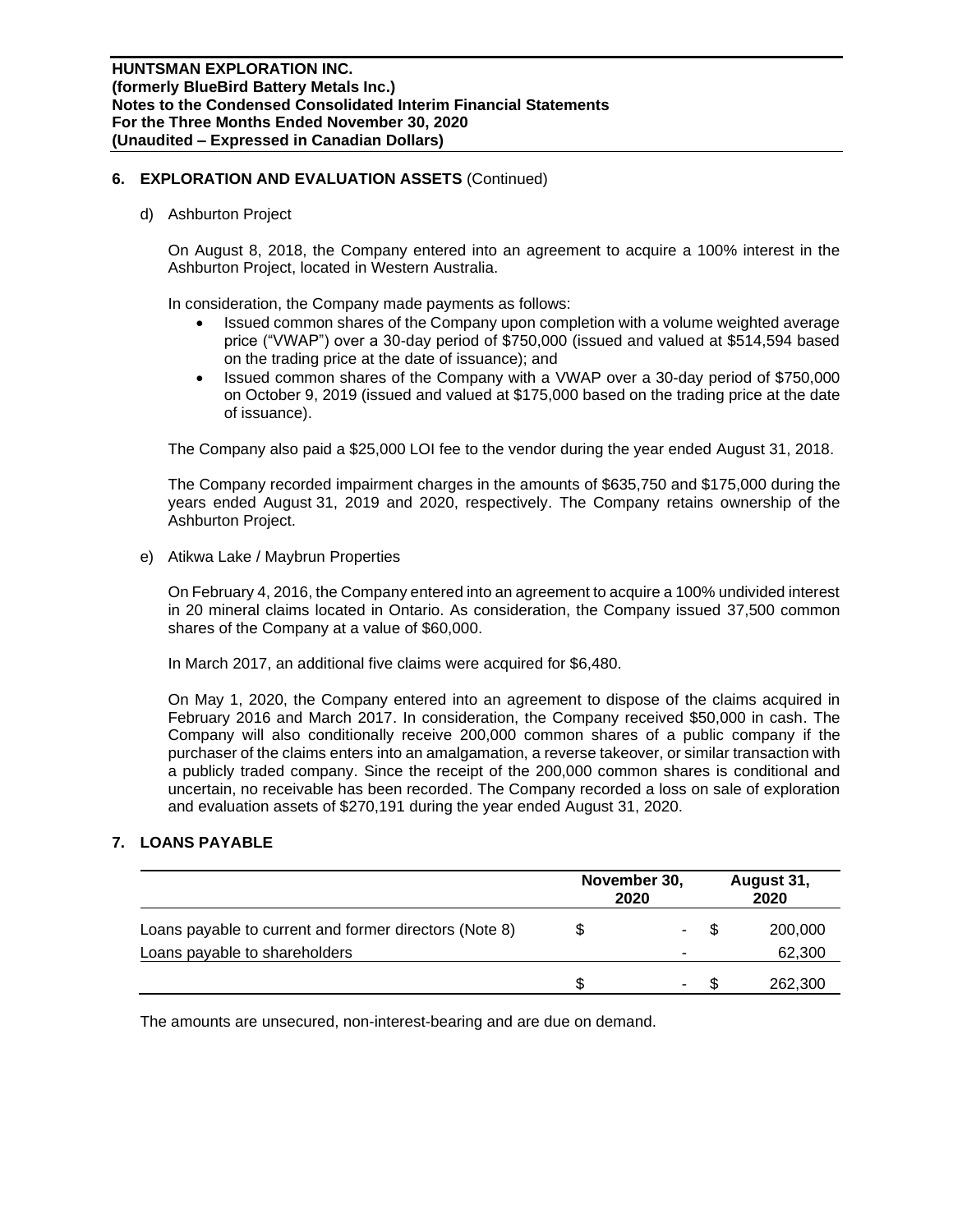## 6. EXPLORATION AND EVALUATION ASSETS (Continued)

d) Ashburton Project

On August 8, 2018, the Company entered into an agreement to acquire a 100% interest in the Ashburton Project, located in Western Australia.

In consideration, the Company made payments as follows:

- Issued common shares of the Company upon completion with a volume weighted average price ("VWAP") over a 30-day period of $750,000 (issued and valued at $514,594 based on the trading price at the date of issuance); and
- Issued common shares of the Company with a VWAP over a 30-day period of $750,000 on October 9, 2019 (issued and valued at $175,000 based on the trading price at the date of issuance).

The Company also paid a $25,000 LOI fee to the vendor during the year ended August 31, 2018.

The Company recorded impairment charges in the amounts of $635,750 and $175,000 during the years ended August 31, 2019 and 2020, respectively. The Company retains ownership of the Ashburton Project.

e) Atikwa Lake / Maybrun Properties

On February 4, 2016, the Company entered into an agreement to acquire a 100% undivided interest in 20 mineral claims located in Ontario. As consideration, the Company issued 37,500 common shares of the Company at a value of $60,000.

In March 2017, an additional five claims were acquired for $6,480.

On May 1, 2020, the Company entered into an agreement to dispose of the claims acquired in February 2016 and March 2017. In consideration, the Company received $50,000 in cash. The Company will also conditionally receive 200,000 common shares of a public company if the purchaser of the claims enters into an amalgamation, a reverse takeover, or similar transaction with a publicly traded company. Since the receipt of the 200,000 common shares is conditional and uncertain, no receivable has been recorded. The Company recorded a loss on sale of exploration and evaluation assets of $270,191 during the year ended August 31, 2020.

## 7. LOANS PAYABLE

| | November 30, 2020 | August 31, 2020 |
|---|---|---|
| Loans payable to current and former directors (Note 8) | $ - | $ 200,000 |
| Loans payable to shareholders | - | 62,300 |
| | $ - | $ 262,300 |

The amounts are unsecured, non-interest-bearing and are due on demand.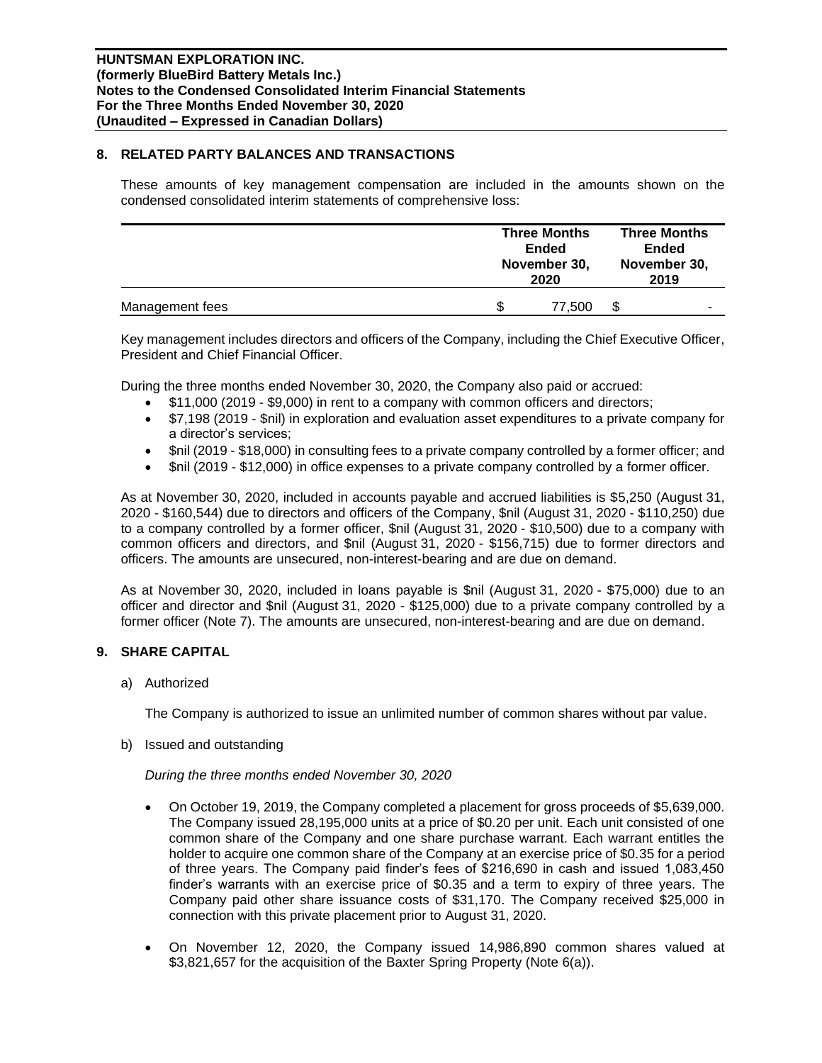## 8. RELATED PARTY BALANCES AND TRANSACTIONS

These amounts of key management compensation are included in the amounts shown on the condensed consolidated interim statements of comprehensive loss:

| | Three Months Ended November 30, 2020 | Three Months Ended November 30, 2019 |
|---|---|---|
| Management fees | $ 77,500 | $ - |

Key management includes directors and officers of the Company, including the Chief Executive Officer, President and Chief Financial Officer.

During the three months ended November 30, 2020, the Company also paid or accrued:

- $11,000 (2019 - $9,000) in rent to a company with common officers and directors;
- $7,198 (2019 - $nil) in exploration and evaluation asset expenditures to a private company for a director's services;
- $nil (2019 - $18,000) in consulting fees to a private company controlled by a former officer; and
- $nil (2019 - $12,000) in office expenses to a private company controlled by a former officer.

As at November 30, 2020, included in accounts payable and accrued liabilities is $5,250 (August 31, 2020 - $160,544) due to directors and officers of the Company, $nil (August 31, 2020 - $110,250) due to a company controlled by a former officer, $nil (August 31, 2020 - $10,500) due to a company with common officers and directors, and $nil (August 31, 2020 - $156,715) due to former directors and officers. The amounts are unsecured, non-interest-bearing and are due on demand.

As at November 30, 2020, included in loans payable is $nil (August 31, 2020 - $75,000) due to an officer and director and $nil (August 31, 2020 - $125,000) due to a private company controlled by a former officer (Note 7). The amounts are unsecured, non-interest-bearing and are due on demand.

## 9. SHARE CAPITAL

a) Authorized

The Company is authorized to issue an unlimited number of common shares without par value.

b) Issued and outstanding

*During the three months ended November 30, 2020*

- On October 19, 2019, the Company completed a placement for gross proceeds of $5,639,000. The Company issued 28,195,000 units at a price of $0.20 per unit. Each unit consisted of one common share of the Company and one share purchase warrant. Each warrant entitles the holder to acquire one common share of the Company at an exercise price of $0.35 for a period of three years. The Company paid finder's fees of $216,690 in cash and issued 1,083,450 finder's warrants with an exercise price of $0.35 and a term to expiry of three years. The Company paid other share issuance costs of $31,170. The Company received $25,000 in connection with this private placement prior to August 31, 2020.

- On November 12, 2020, the Company issued 14,986,890 common shares valued at $3,821,657 for the acquisition of the Baxter Spring Property (Note 6(a)).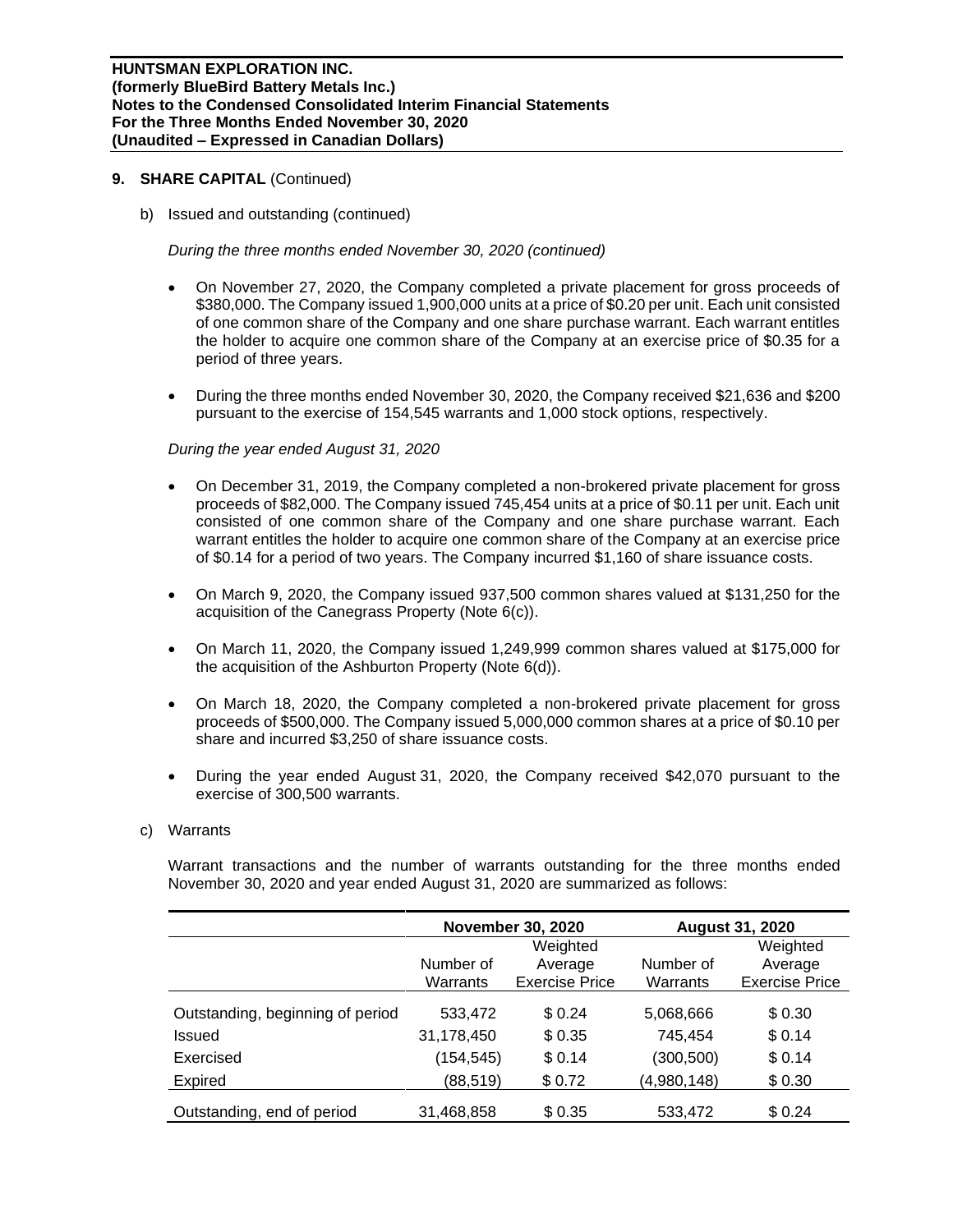## 9. SHARE CAPITAL (Continued)

b) Issued and outstanding (continued)

*During the three months ended November 30, 2020 (continued)*

- On November 27, 2020, the Company completed a private placement for gross proceeds of $380,000. The Company issued 1,900,000 units at a price of $0.20 per unit. Each unit consisted of one common share of the Company and one share purchase warrant. Each warrant entitles the holder to acquire one common share of the Company at an exercise price of $0.35 for a period of three years.
- During the three months ended November 30, 2020, the Company received $21,636 and $200 pursuant to the exercise of 154,545 warrants and 1,000 stock options, respectively.

*During the year ended August 31, 2020*

- On December 31, 2019, the Company completed a non-brokered private placement for gross proceeds of $82,000. The Company issued 745,454 units at a price of $0.11 per unit. Each unit consisted of one common share of the Company and one share purchase warrant. Each warrant entitles the holder to acquire one common share of the Company at an exercise price of $0.14 for a period of two years. The Company incurred $1,160 of share issuance costs.
- On March 9, 2020, the Company issued 937,500 common shares valued at $131,250 for the acquisition of the Canegrass Property (Note 6(c)).
- On March 11, 2020, the Company issued 1,249,999 common shares valued at $175,000 for the acquisition of the Ashburton Property (Note 6(d)).
- On March 18, 2020, the Company completed a non-brokered private placement for gross proceeds of $500,000. The Company issued 5,000,000 common shares at a price of $0.10 per share and incurred $3,250 of share issuance costs.
- During the year ended August 31, 2020, the Company received $42,070 pursuant to the exercise of 300,500 warrants.

c) Warrants

Warrant transactions and the number of warrants outstanding for the three months ended November 30, 2020 and year ended August 31, 2020 are summarized as follows:

| | November 30, 2020 | | August 31, 2020 | |
|---|---|---|---|---|
| | Number of Warrants | Weighted Average Exercise Price | Number of Warrants | Weighted Average Exercise Price |
| Outstanding, beginning of period | 533,472 | $ 0.24 | 5,068,666 | $ 0.30 |
| Issued | 31,178,450 | $ 0.35 | 745,454 | $ 0.14 |
| Exercised | (154,545) | $ 0.14 | (300,500) | $ 0.14 |
| Expired | (88,519) | $ 0.72 | (4,980,148) | $ 0.30 |
| Outstanding, end of period | 31,468,858 | $ 0.35 | 533,472 | $ 0.24 |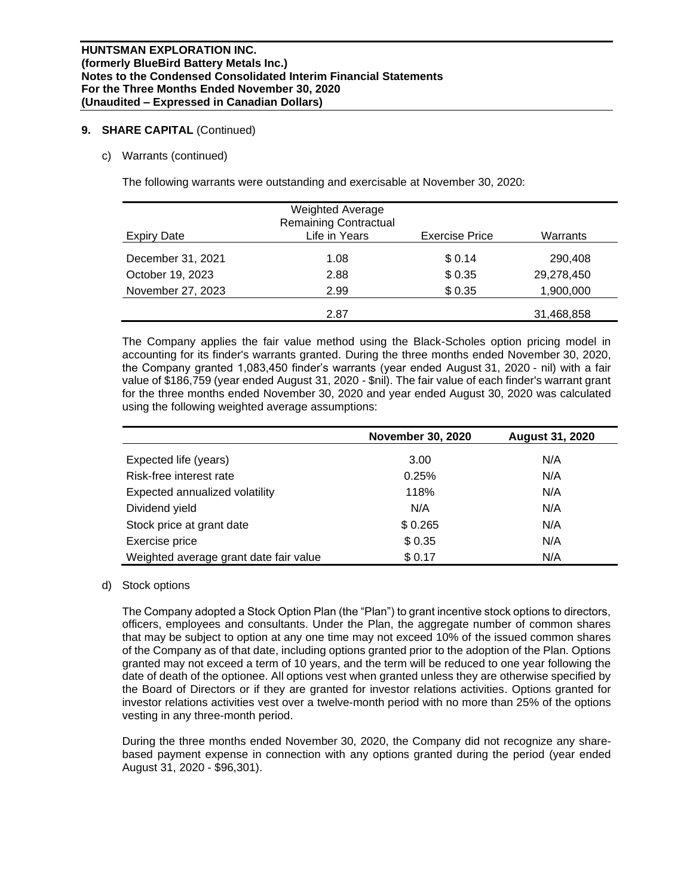## 9. SHARE CAPITAL (Continued)

c) Warrants (continued)

The following warrants were outstanding and exercisable at November 30, 2020:

| Expiry Date | Weighted Average Remaining Contractual Life in Years | Exercise Price | Warrants |
|---|---|---|---|
| December 31, 2021 | 1.08 | $ 0.14 | 290,408 |
| October 19, 2023 | 2.88 | $ 0.35 | 29,278,450 |
| November 27, 2023 | 2.99 | $ 0.35 | 1,900,000 |
| | 2.87 | | 31,468,858 |

The Company applies the fair value method using the Black-Scholes option pricing model in accounting for its finder's warrants granted. During the three months ended November 30, 2020, the Company granted 1,083,450 finder's warrants (year ended August 31, 2020 - nil) with a fair value of $186,759 (year ended August 31, 2020 - $nil). The fair value of each finder's warrant grant for the three months ended November 30, 2020 and year ended August 30, 2020 was calculated using the following weighted average assumptions:

| | November 30, 2020 | August 31, 2020 |
|---|---|---|
| Expected life (years) | 3.00 | N/A |
| Risk-free interest rate | 0.25% | N/A |
| Expected annualized volatility | 118% | N/A |
| Dividend yield | N/A | N/A |
| Stock price at grant date | $ 0.265 | N/A |
| Exercise price | $ 0.35 | N/A |
| Weighted average grant date fair value | $ 0.17 | N/A |

d) Stock options

The Company adopted a Stock Option Plan (the "Plan") to grant incentive stock options to directors, officers, employees and consultants. Under the Plan, the aggregate number of common shares that may be subject to option at any one time may not exceed 10% of the issued common shares of the Company as of that date, including options granted prior to the adoption of the Plan. Options granted may not exceed a term of 10 years, and the term will be reduced to one year following the date of death of the optionee. All options vest when granted unless they are otherwise specified by the Board of Directors or if they are granted for investor relations activities. Options granted for investor relations activities vest over a twelve-month period with no more than 25% of the options vesting in any three-month period.

During the three months ended November 30, 2020, the Company did not recognize any share-based payment expense in connection with any options granted during the period (year ended August 31, 2020 - $96,301).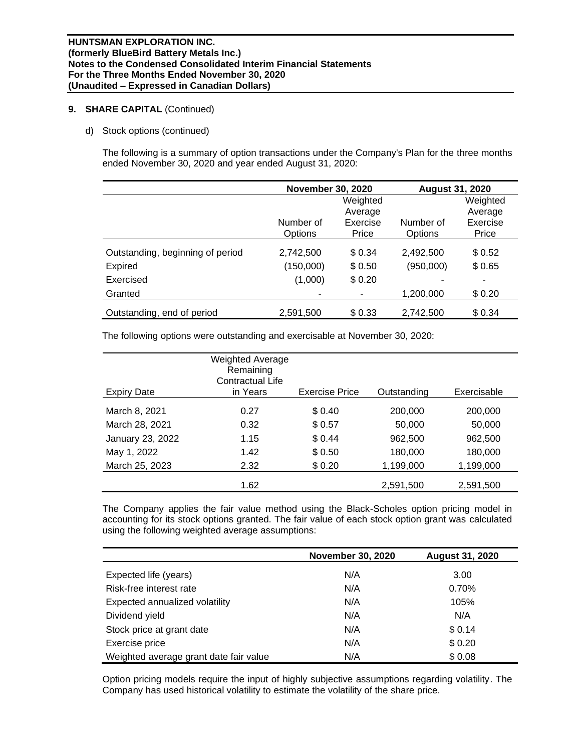**HUNTSMAN EXPLORATION INC.**
**(formerly BlueBird Battery Metals Inc.)**
**Notes to the Condensed Consolidated Interim Financial Statements**
**For the Three Months Ended November 30, 2020**
**(Unaudited – Expressed in Canadian Dollars)**

## 9. SHARE CAPITAL (Continued)

d) Stock options (continued)

The following is a summary of option transactions under the Company's Plan for the three months ended November 30, 2020 and year ended August 31, 2020:

| | November 30, 2020 | | August 31, 2020 | |
|---|---|---|---|---|
| | Number of Options | Weighted Average Exercise Price | Number of Options | Weighted Average Exercise Price |
| Outstanding, beginning of period | 2,742,500 | $ 0.34 | 2,492,500 | $ 0.52 |
| Expired | (150,000) | $ 0.50 | (950,000) | $ 0.65 |
| Exercised | (1,000) | $ 0.20 | - | - |
| Granted | - | - | 1,200,000 | $ 0.20 |
| Outstanding, end of period | 2,591,500 | $ 0.33 | 2,742,500 | $ 0.34 |

The following options were outstanding and exercisable at November 30, 2020:

| Expiry Date | Weighted Average Remaining Contractual Life in Years | Exercise Price | Outstanding | Exercisable |
|---|---|---|---|---|
| March 8, 2021 | 0.27 | $ 0.40 | 200,000 | 200,000 |
| March 28, 2021 | 0.32 | $ 0.57 | 50,000 | 50,000 |
| January 23, 2022 | 1.15 | $ 0.44 | 962,500 | 962,500 |
| May 1, 2022 | 1.42 | $ 0.50 | 180,000 | 180,000 |
| March 25, 2023 | 2.32 | $ 0.20 | 1,199,000 | 1,199,000 |
| | 1.62 | | 2,591,500 | 2,591,500 |

The Company applies the fair value method using the Black-Scholes option pricing model in accounting for its stock options granted. The fair value of each stock option grant was calculated using the following weighted average assumptions:

| | November 30, 2020 | August 31, 2020 |
|---|---|---|
| Expected life (years) | N/A | 3.00 |
| Risk-free interest rate | N/A | 0.70% |
| Expected annualized volatility | N/A | 105% |
| Dividend yield | N/A | N/A |
| Stock price at grant date | N/A | $ 0.14 |
| Exercise price | N/A | $ 0.20 |
| Weighted average grant date fair value | N/A | $ 0.08 |

Option pricing models require the input of highly subjective assumptions regarding volatility. The Company has used historical volatility to estimate the volatility of the share price.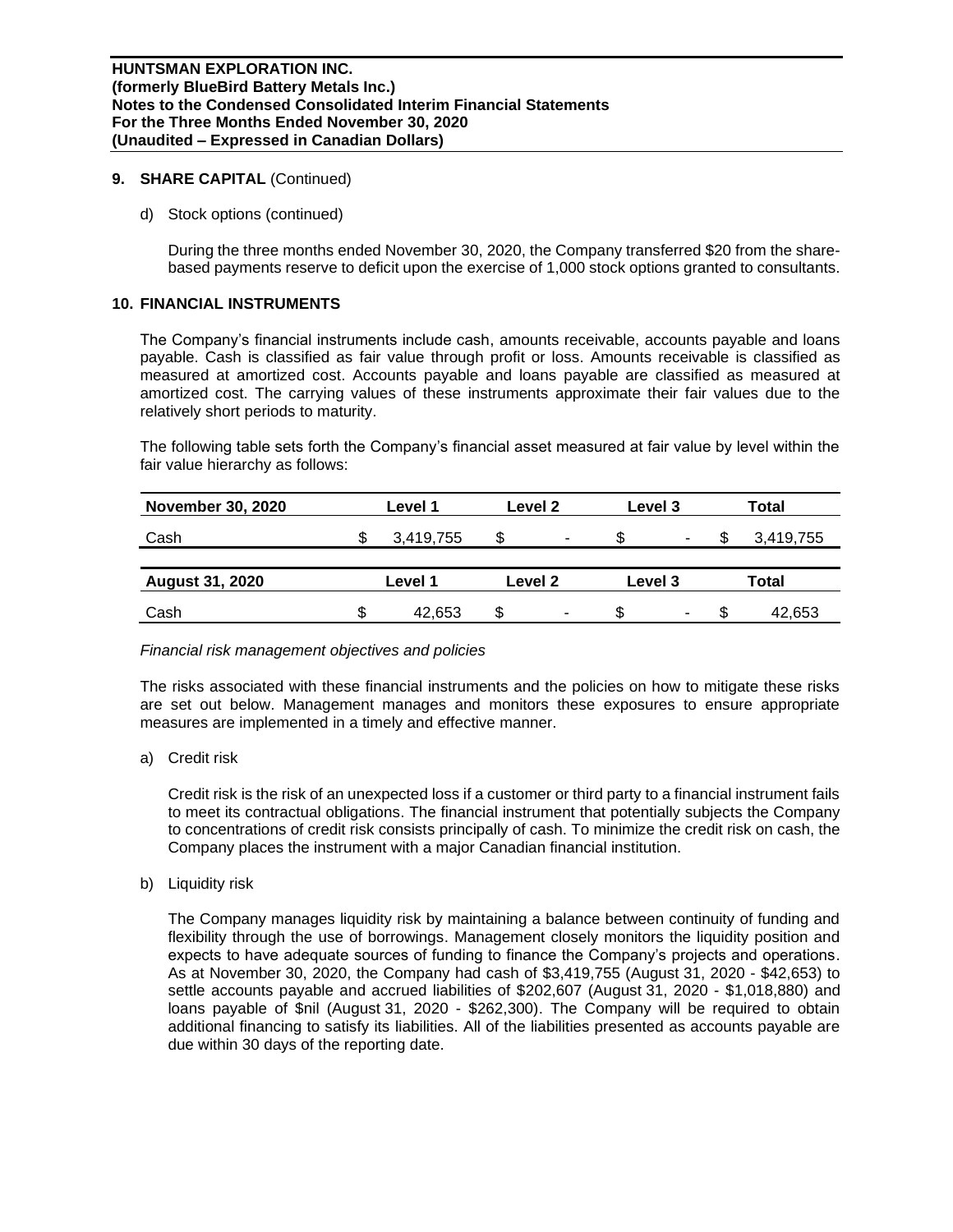## 9. SHARE CAPITAL (Continued)

d) Stock options (continued)

During the three months ended November 30, 2020, the Company transferred $20 from the share-based payments reserve to deficit upon the exercise of 1,000 stock options granted to consultants.

## 10. FINANCIAL INSTRUMENTS

The Company's financial instruments include cash, amounts receivable, accounts payable and loans payable. Cash is classified as fair value through profit or loss. Amounts receivable is classified as measured at amortized cost. Accounts payable and loans payable are classified as measured at amortized cost. The carrying values of these instruments approximate their fair values due to the relatively short periods to maturity.

The following table sets forth the Company's financial asset measured at fair value by level within the fair value hierarchy as follows:

| November 30, 2020 | Level 1 | Level 2 | Level 3 | Total |
|---|---|---|---|---|
| Cash | $ 3,419,755 | $ - | $ - | $ 3,419,755 |

| August 31, 2020 | Level 1 | Level 2 | Level 3 | Total |
|---|---|---|---|---|
| Cash | $ 42,653 | $ - | $ - | $ 42,653 |

*Financial risk management objectives and policies*

The risks associated with these financial instruments and the policies on how to mitigate these risks are set out below. Management manages and monitors these exposures to ensure appropriate measures are implemented in a timely and effective manner.

a) Credit risk

Credit risk is the risk of an unexpected loss if a customer or third party to a financial instrument fails to meet its contractual obligations. The financial instrument that potentially subjects the Company to concentrations of credit risk consists principally of cash. To minimize the credit risk on cash, the Company places the instrument with a major Canadian financial institution.

b) Liquidity risk

The Company manages liquidity risk by maintaining a balance between continuity of funding and flexibility through the use of borrowings. Management closely monitors the liquidity position and expects to have adequate sources of funding to finance the Company's projects and operations. As at November 30, 2020, the Company had cash of $3,419,755 (August 31, 2020 - $42,653) to settle accounts payable and accrued liabilities of $202,607 (August 31, 2020 - $1,018,880) and loans payable of $nil (August 31, 2020 - $262,300). The Company will be required to obtain additional financing to satisfy its liabilities. All of the liabilities presented as accounts payable are due within 30 days of the reporting date.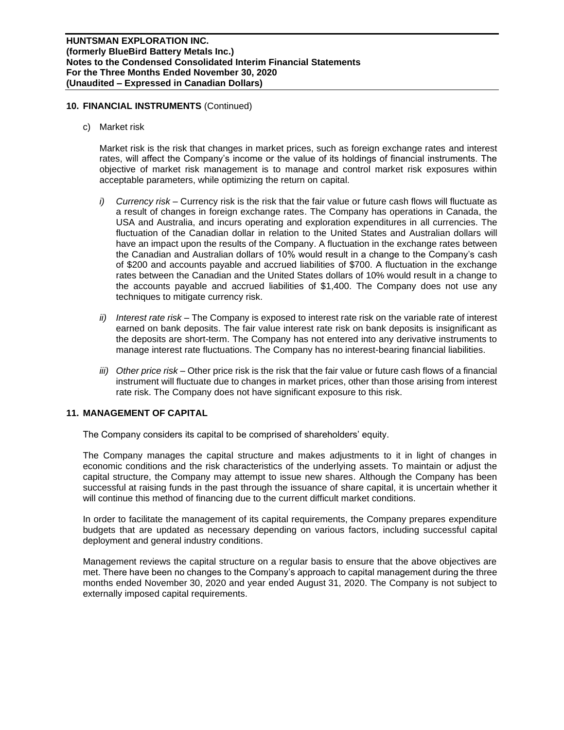## 10. FINANCIAL INSTRUMENTS (Continued)

c) Market risk

Market risk is the risk that changes in market prices, such as foreign exchange rates and interest rates, will affect the Company's income or the value of its holdings of financial instruments. The objective of market risk management is to manage and control market risk exposures within acceptable parameters, while optimizing the return on capital.

*i) Currency risk* – Currency risk is the risk that the fair value or future cash flows will fluctuate as a result of changes in foreign exchange rates. The Company has operations in Canada, the USA and Australia, and incurs operating and exploration expenditures in all currencies. The fluctuation of the Canadian dollar in relation to the United States and Australian dollars will have an impact upon the results of the Company. A fluctuation in the exchange rates between the Canadian and Australian dollars of 10% would result in a change to the Company's cash of $200 and accounts payable and accrued liabilities of $700. A fluctuation in the exchange rates between the Canadian and the United States dollars of 10% would result in a change to the accounts payable and accrued liabilities of $1,400. The Company does not use any techniques to mitigate currency risk.

*ii) Interest rate risk* – The Company is exposed to interest rate risk on the variable rate of interest earned on bank deposits. The fair value interest rate risk on bank deposits is insignificant as the deposits are short-term. The Company has not entered into any derivative instruments to manage interest rate fluctuations. The Company has no interest-bearing financial liabilities.

*iii) Other price risk* – Other price risk is the risk that the fair value or future cash flows of a financial instrument will fluctuate due to changes in market prices, other than those arising from interest rate risk. The Company does not have significant exposure to this risk.

## 11. MANAGEMENT OF CAPITAL

The Company considers its capital to be comprised of shareholders' equity.

The Company manages the capital structure and makes adjustments to it in light of changes in economic conditions and the risk characteristics of the underlying assets. To maintain or adjust the capital structure, the Company may attempt to issue new shares. Although the Company has been successful at raising funds in the past through the issuance of share capital, it is uncertain whether it will continue this method of financing due to the current difficult market conditions.

In order to facilitate the management of its capital requirements, the Company prepares expenditure budgets that are updated as necessary depending on various factors, including successful capital deployment and general industry conditions.

Management reviews the capital structure on a regular basis to ensure that the above objectives are met. There have been no changes to the Company's approach to capital management during the three months ended November 30, 2020 and year ended August 31, 2020. The Company is not subject to externally imposed capital requirements.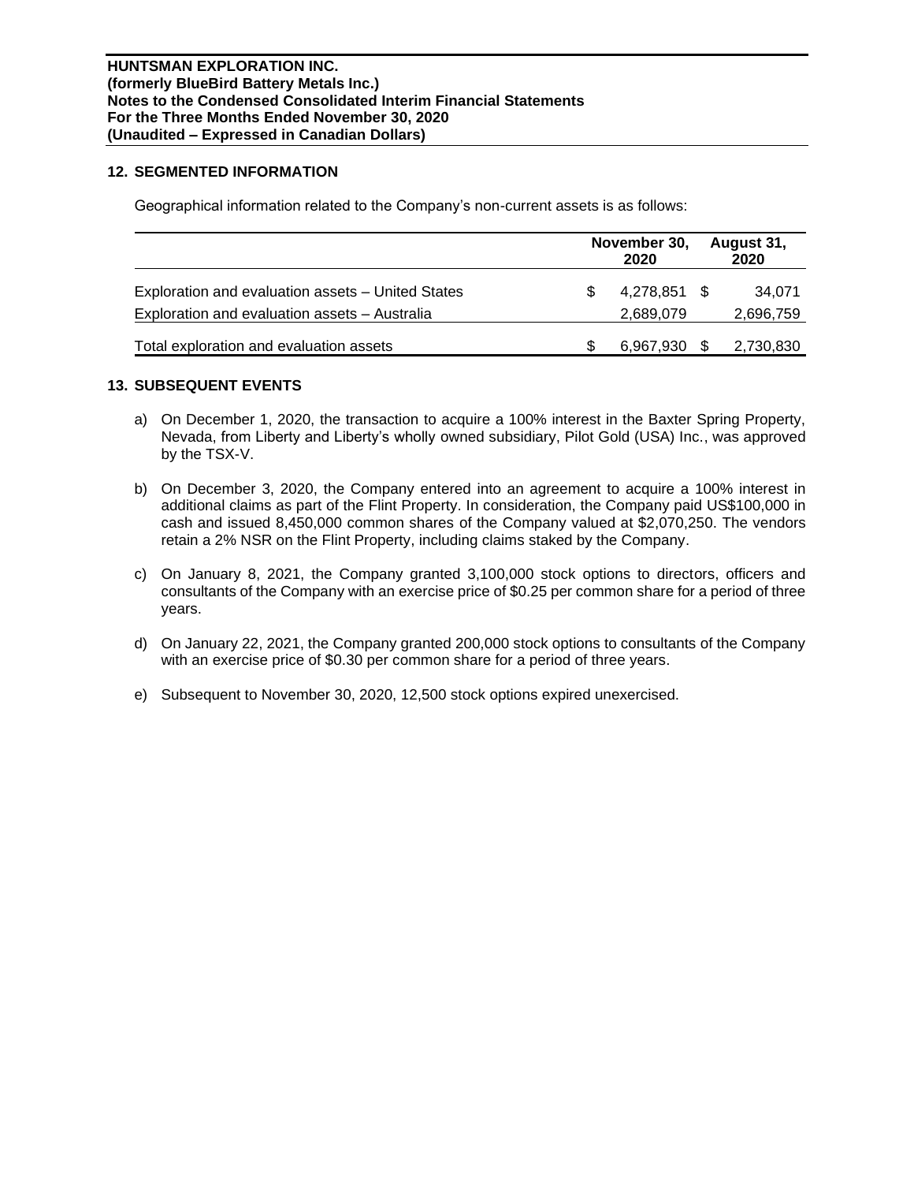## 12. SEGMENTED INFORMATION

Geographical information related to the Company's non-current assets is as follows:

| | November 30, 2020 | August 31, 2020 |
|---|---|---|
| Exploration and evaluation assets – United States | $ 4,278,851 | $ 34,071 |
| Exploration and evaluation assets – Australia | 2,689,079 | 2,696,759 |
| Total exploration and evaluation assets | $ 6,967,930 | $ 2,730,830 |

## 13. SUBSEQUENT EVENTS

a) On December 1, 2020, the transaction to acquire a 100% interest in the Baxter Spring Property, Nevada, from Liberty and Liberty's wholly owned subsidiary, Pilot Gold (USA) Inc., was approved by the TSX-V.

b) On December 3, 2020, the Company entered into an agreement to acquire a 100% interest in additional claims as part of the Flint Property. In consideration, the Company paid US$100,000 in cash and issued 8,450,000 common shares of the Company valued at $2,070,250. The vendors retain a 2% NSR on the Flint Property, including claims staked by the Company.

c) On January 8, 2021, the Company granted 3,100,000 stock options to directors, officers and consultants of the Company with an exercise price of $0.25 per common share for a period of three years.

d) On January 22, 2021, the Company granted 200,000 stock options to consultants of the Company with an exercise price of $0.30 per common share for a period of three years.

e) Subsequent to November 30, 2020, 12,500 stock options expired unexercised.